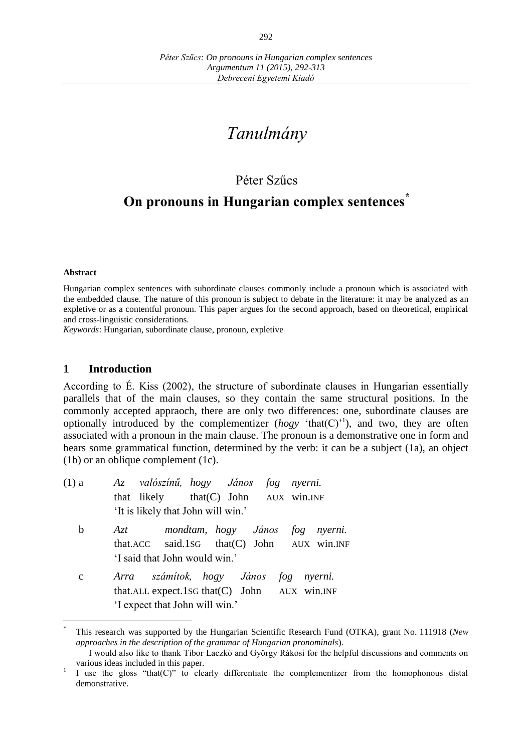# *Tanulmány*

Péter Szűcs

## On pronouns in Hungarian complex sentences*

**Abstract**

Hungarian complex sentences with subordinate clauses commonly include a pronoun which is associated with the embedded clause. The nature of this pronoun is subject to debate in the literature: it may be analyzed as an expletive or as a contentful pronoun. This paper argues for the second approach, based on theoretical, empirical and cross-linguistic considerations.

*Keywords*: Hungarian, subordinate clause, pronoun, expletive

## 1 Introduction

According to É. Kiss (2002), the structure of subordinate clauses in Hungarian essentially parallels that of the main clauses, so they contain the same structural positions. In the commonly accepted appraoch, there are only two differences: one, subordinate clauses are optionally introduced by the complementizer (*hogy* 'that(C)'[1]), and two, they are often associated with a pronoun in the main clause. The pronoun is a demonstrative one in form and bears some grammatical function, determined by the verb: it can be a subject (1a), an object (1b) or an oblique complement (1c).

(1) a *Az valószínű, hogy János fog nyerni.*
that likely that(C) John AUX win.INF
'It is likely that John will win.'

b *Azt mondtam, hogy János fog nyerni.*
that.ACC said.1SG that(C) John AUX win.INF
'I said that John would win.'

c *Arra számítok, hogy János fog nyerni.*
that.ALL expect.1SG that(C) John AUX win.INF
'I expect that John will win.'

---

\* This research was supported by the Hungarian Scientific Research Fund (OTKA), grant No. 111918 (*New approaches in the description of the grammar of Hungarian pronominals*).
I would also like to thank Tibor Laczkó and György Rákosi for the helpful discussions and comments on various ideas included in this paper.

[1] I use the gloss "that(C)" to clearly differentiate the complementizer from the homophonous distal demonstrative.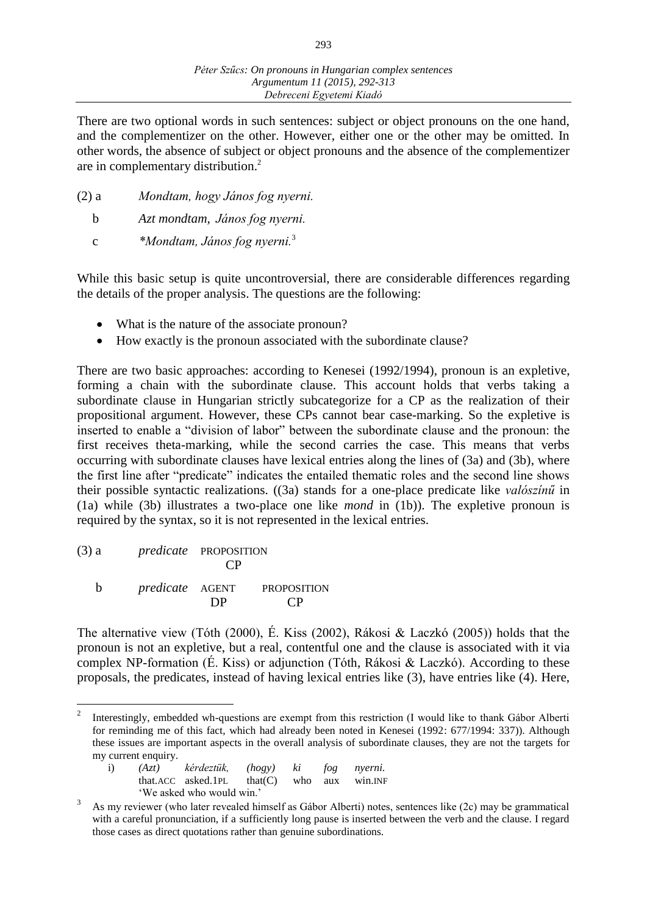There are two optional words in such sentences: subject or object pronouns on the one hand, and the complementizer on the other. However, either one or the other may be omitted. In other words, the absence of subject or object pronouns and the absence of the complementizer are in complementary distribution.[2]

(2) a *Mondtam, hogy János fog nyerni.*

  b *Azt mondtam, János fog nyerni.*

  c *\*Mondtam, János fog nyerni.*[3]

While this basic setup is quite uncontroversial, there are considerable differences regarding the details of the proper analysis. The questions are the following:

- What is the nature of the associate pronoun?
- How exactly is the pronoun associated with the subordinate clause?

There are two basic approaches: according to Kenesei (1992/1994), pronoun is an expletive, forming a chain with the subordinate clause. This account holds that verbs taking a subordinate clause in Hungarian strictly subcategorize for a CP as the realization of their propositional argument. However, these CPs cannot bear case-marking. So the expletive is inserted to enable a "division of labor" between the subordinate clause and the pronoun: the first receives theta-marking, while the second carries the case. This means that verbs occurring with subordinate clauses have lexical entries along the lines of (3a) and (3b), where the first line after "predicate" indicates the entailed thematic roles and the second line shows their possible syntactic realizations. ((3a) stands for a one-place predicate like *valószínű* in (1a) while (3b) illustrates a two-place one like *mond* in (1b)). The expletive pronoun is required by the syntax, so it is not represented in the lexical entries.

| (3) a | *predicate* | PROPOSITION | |
|---|---|---|---|
| | | CP | |
| b | *predicate* | AGENT | PROPOSITION |
| | | DP | CP |

The alternative view (Tóth (2000), É. Kiss (2002), Rákosi & Laczkó (2005)) holds that the pronoun is not an expletive, but a real, contentful one and the clause is associated with it via complex NP-formation (É. Kiss) or adjunction (Tóth, Rákosi & Laczkó). According to these proposals, the predicates, instead of having lexical entries like (3), have entries like (4). Here,

---

[2] Interestingly, embedded wh-questions are exempt from this restriction (I would like to thank Gábor Alberti for reminding me of this fact, which had already been noted in Kenesei (1992: 677/1994: 337)). Although these issues are important aspects in the overall analysis of subordinate clauses, they are not the targets for my current enquiry.

| i) | *(Azt)* | *kérdeztük,* | *(hogy)* | *ki* | *fog* | *nyerni.* |
|---|---|---|---|---|---|---|
| | that.ACC | asked.1PL | that(C) | who | aux | win.INF |

'We asked who would win.'

[3] As my reviewer (who later revealed himself as Gábor Alberti) notes, sentences like (2c) may be grammatical with a careful pronunciation, if a sufficiently long pause is inserted between the verb and the clause. I regard those cases as direct quotations rather than genuine subordinations.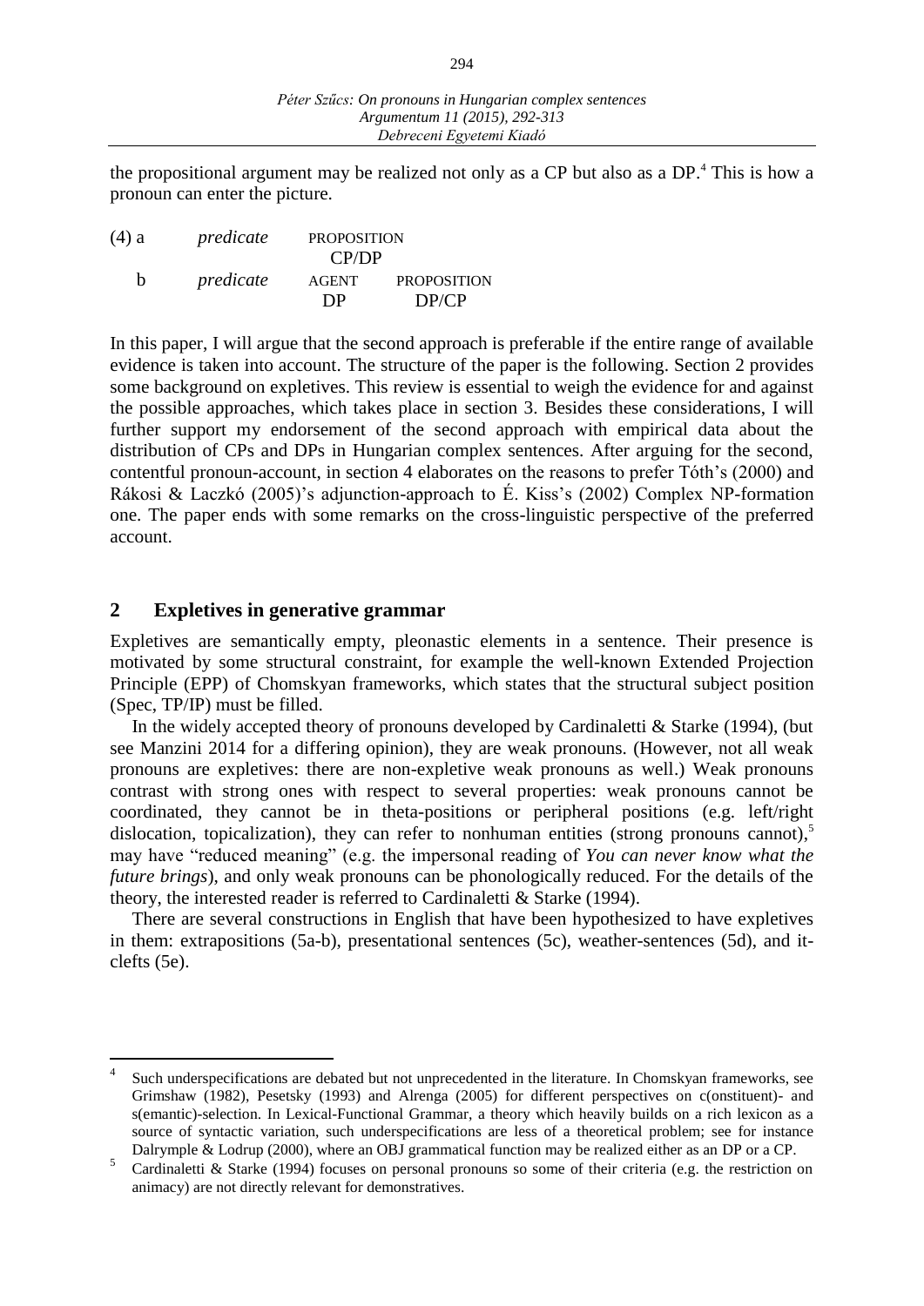the propositional argument may be realized not only as a CP but also as a DP.[4] This is how a pronoun can enter the picture.

| (4) a | *predicate* | PROPOSITION | |
|---|---|---|---|
| | | CP/DP | |
| b | *predicate* | AGENT | PROPOSITION |
| | | DP | DP/CP |

In this paper, I will argue that the second approach is preferable if the entire range of available evidence is taken into account. The structure of the paper is the following. Section 2 provides some background on expletives. This review is essential to weigh the evidence for and against the possible approaches, which takes place in section 3. Besides these considerations, I will further support my endorsement of the second approach with empirical data about the distribution of CPs and DPs in Hungarian complex sentences. After arguing for the second, contentful pronoun-account, in section 4 elaborates on the reasons to prefer Tóth's (2000) and Rákosi & Laczkó (2005)'s adjunction-approach to É. Kiss's (2002) Complex NP-formation one. The paper ends with some remarks on the cross-linguistic perspective of the preferred account.

## 2 Expletives in generative grammar

Expletives are semantically empty, pleonastic elements in a sentence. Their presence is motivated by some structural constraint, for example the well-known Extended Projection Principle (EPP) of Chomskyan frameworks, which states that the structural subject position (Spec, TP/IP) must be filled.

In the widely accepted theory of pronouns developed by Cardinaletti & Starke (1994), (but see Manzini 2014 for a differing opinion), they are weak pronouns. (However, not all weak pronouns are expletives: there are non-expletive weak pronouns as well.) Weak pronouns contrast with strong ones with respect to several properties: weak pronouns cannot be coordinated, they cannot be in theta-positions or peripheral positions (e.g. left/right dislocation, topicalization), they can refer to nonhuman entities (strong pronouns cannot),[5] may have "reduced meaning" (e.g. the impersonal reading of *You can never know what the future brings*), and only weak pronouns can be phonologically reduced. For the details of the theory, the interested reader is referred to Cardinaletti & Starke (1994).

There are several constructions in English that have been hypothesized to have expletives in them: extrapositions (5a-b), presentational sentences (5c), weather-sentences (5d), and it-clefts (5e).

---

[4] Such underspecifications are debated but not unprecedented in the literature. In Chomskyan frameworks, see Grimshaw (1982), Pesetsky (1993) and Alrenga (2005) for different perspectives on c(onstituent)- and s(emantic)-selection. In Lexical-Functional Grammar, a theory which heavily builds on a rich lexicon as a source of syntactic variation, such underspecifications are less of a theoretical problem; see for instance Dalrymple & Lodrup (2000), where an OBJ grammatical function may be realized either as an DP or a CP.

[5] Cardinaletti & Starke (1994) focuses on personal pronouns so some of their criteria (e.g. the restriction on animacy) are not directly relevant for demonstratives.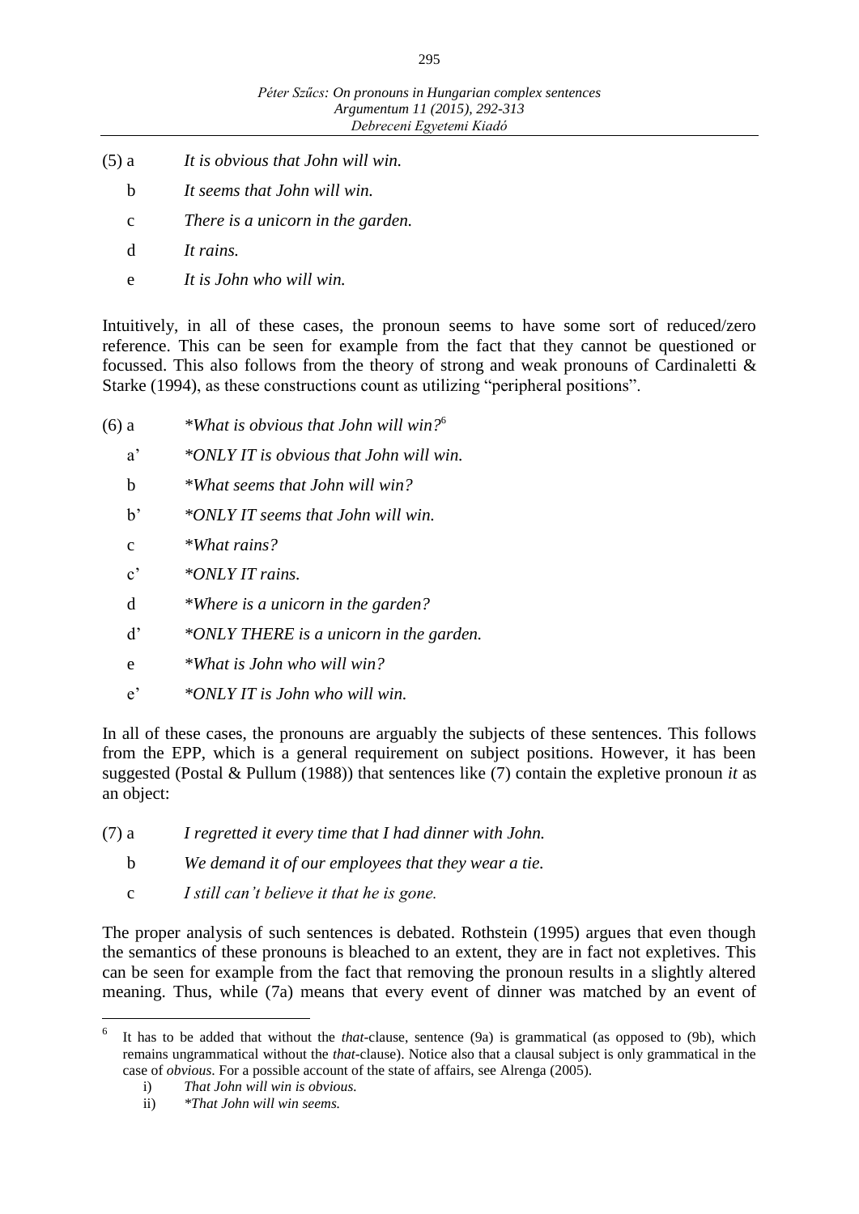(5) a *It is obvious that John will win.*

b *It seems that John will win.*

c *There is a unicorn in the garden.*

d *It rains.*

e *It is John who will win.*

Intuitively, in all of these cases, the pronoun seems to have some sort of reduced/zero reference. This can be seen for example from the fact that they cannot be questioned or focussed. This also follows from the theory of strong and weak pronouns of Cardinaletti & Starke (1994), as these constructions count as utilizing "peripheral positions".

(6) a *\*What is obvious that John will win?*[6]

a' *\*ONLY IT is obvious that John will win.*

b *\*What seems that John will win?*

b' *\*ONLY IT seems that John will win.*

c *\*What rains?*

c' *\*ONLY IT rains.*

d *\*Where is a unicorn in the garden?*

d' *\*ONLY THERE is a unicorn in the garden.*

e *\*What is John who will win?*

e' *\*ONLY IT is John who will win.*

In all of these cases, the pronouns are arguably the subjects of these sentences. This follows from the EPP, which is a general requirement on subject positions. However, it has been suggested (Postal & Pullum (1988)) that sentences like (7) contain the expletive pronoun *it* as an object:

(7) a *I regretted it every time that I had dinner with John.*

b *We demand it of our employees that they wear a tie.*

c *I still can't believe it that he is gone.*

The proper analysis of such sentences is debated. Rothstein (1995) argues that even though the semantics of these pronouns is bleached to an extent, they are in fact not expletives. This can be seen for example from the fact that removing the pronoun results in a slightly altered meaning. Thus, while (7a) means that every event of dinner was matched by an event of

---

[6] It has to be added that without the *that*-clause, sentence (9a) is grammatical (as opposed to (9b), which remains ungrammatical without the *that*-clause). Notice also that a clausal subject is only grammatical in the case of *obvious*. For a possible account of the state of affairs, see Alrenga (2005).

i) *That John will win is obvious.*

ii) *\*That John will win seems.*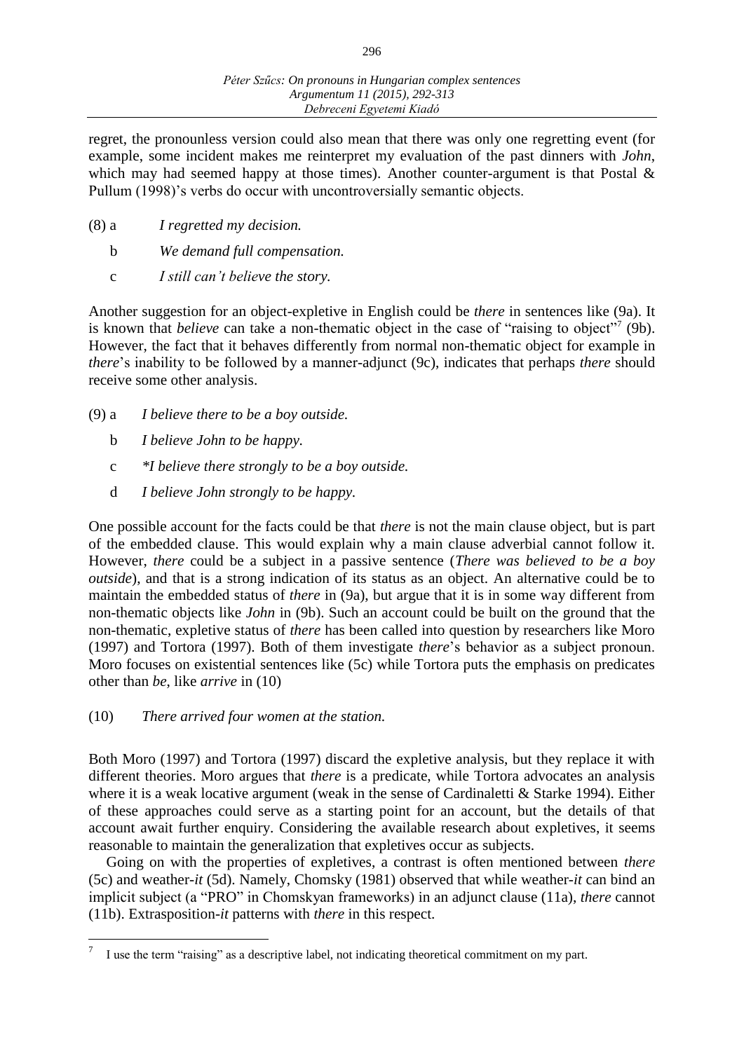regret, the pronounless version could also mean that there was only one regretting event (for example, some incident makes me reinterpret my evaluation of the past dinners with *John*, which may had seemed happy at those times). Another counter-argument is that Postal & Pullum (1998)'s verbs do occur with uncontroversially semantic objects.

(8) a *I regretted my decision.*

b *We demand full compensation.*

c *I still can't believe the story.*

Another suggestion for an object-expletive in English could be *there* in sentences like (9a). It is known that *believe* can take a non-thematic object in the case of "raising to object"[7] (9b). However, the fact that it behaves differently from normal non-thematic object for example in *there*'s inability to be followed by a manner-adjunct (9c), indicates that perhaps *there* should receive some other analysis.

(9) a *I believe there to be a boy outside.*

b *I believe John to be happy.*

c *\*I believe there strongly to be a boy outside.*

d *I believe John strongly to be happy.*

One possible account for the facts could be that *there* is not the main clause object, but is part of the embedded clause. This would explain why a main clause adverbial cannot follow it. However, *there* could be a subject in a passive sentence (*There was believed to be a boy outside*), and that is a strong indication of its status as an object. An alternative could be to maintain the embedded status of *there* in (9a), but argue that it is in some way different from non-thematic objects like *John* in (9b). Such an account could be built on the ground that the non-thematic, expletive status of *there* has been called into question by researchers like Moro (1997) and Tortora (1997). Both of them investigate *there*'s behavior as a subject pronoun. Moro focuses on existential sentences like (5c) while Tortora puts the emphasis on predicates other than *be*, like *arrive* in (10)

(10) *There arrived four women at the station.*

Both Moro (1997) and Tortora (1997) discard the expletive analysis, but they replace it with different theories. Moro argues that *there* is a predicate, while Tortora advocates an analysis where it is a weak locative argument (weak in the sense of Cardinaletti & Starke 1994). Either of these approaches could serve as a starting point for an account, but the details of that account await further enquiry. Considering the available research about expletives, it seems reasonable to maintain the generalization that expletives occur as subjects.

Going on with the properties of expletives, a contrast is often mentioned between *there* (5c) and weather-*it* (5d). Namely, Chomsky (1981) observed that while weather-*it* can bind an implicit subject (a "PRO" in Chomskyan frameworks) in an adjunct clause (11a), *there* cannot (11b). Extraposition-*it* patterns with *there* in this respect.

---

[7] I use the term "raising" as a descriptive label, not indicating theoretical commitment on my part.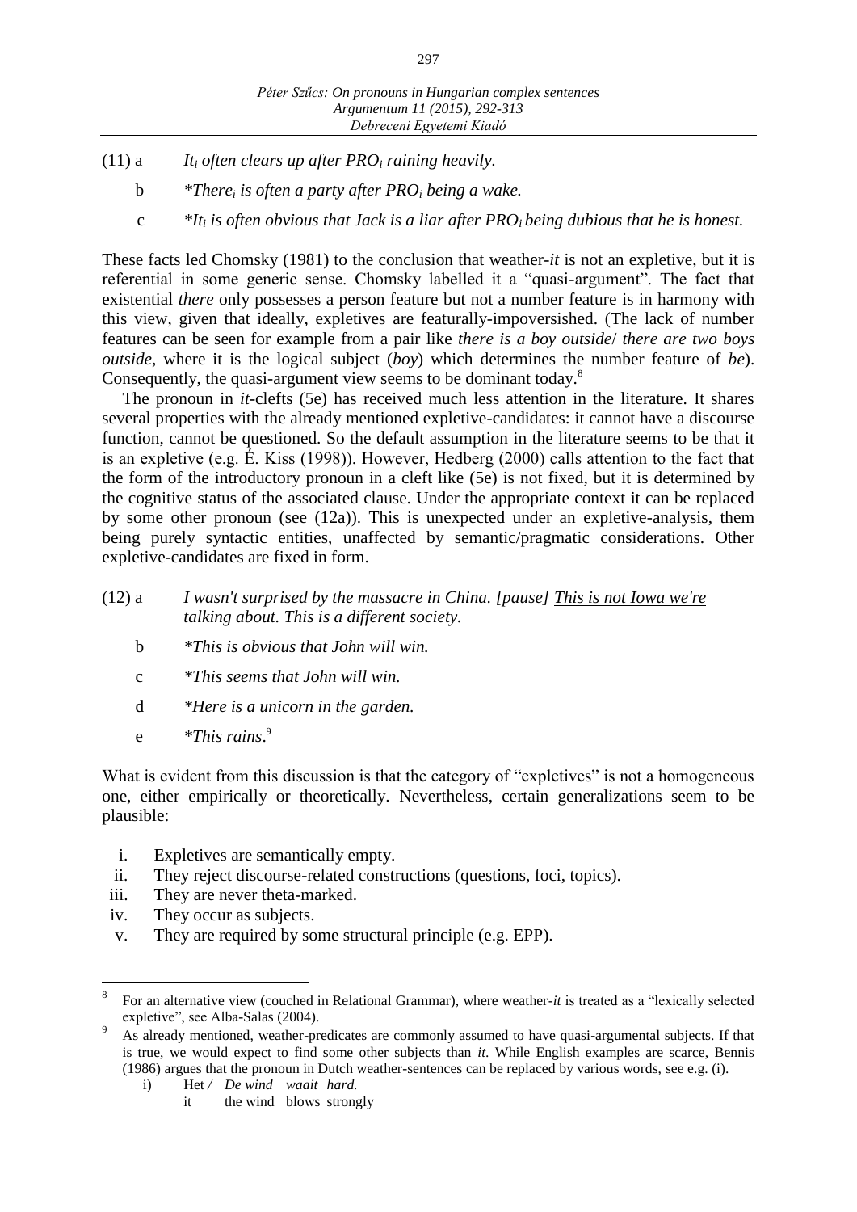(11) a *It$_i$ often clears up after PRO$_i$ raining heavily.*

b *\*There$_i$ is often a party after PRO$_i$ being a wake.*

c *\*It$_i$ is often obvious that Jack is a liar after PRO$_i$ being dubious that he is honest.*

These facts led Chomsky (1981) to the conclusion that weather-*it* is not an expletive, but it is referential in some generic sense. Chomsky labelled it a "quasi-argument". The fact that existential *there* only possesses a person feature but not a number feature is in harmony with this view, given that ideally, expletives are featurally-impoverished. (The lack of number features can be seen for example from a pair like *there is a boy outside*/ *there are two boys outside*, where it is the logical subject (*boy*) which determines the number feature of *be*). Consequently, the quasi-argument view seems to be dominant today.[8]

The pronoun in *it*-clefts (5e) has received much less attention in the literature. It shares several properties with the already mentioned expletive-candidates: it cannot have a discourse function, cannot be questioned. So the default assumption in the literature seems to be that it is an expletive (e.g. É. Kiss (1998)). However, Hedberg (2000) calls attention to the fact that the form of the introductory pronoun in a cleft like (5e) is not fixed, but it is determined by the cognitive status of the associated clause. Under the appropriate context it can be replaced by some other pronoun (see (12a)). This is unexpected under an expletive-analysis, them being purely syntactic entities, unaffected by semantic/pragmatic considerations. Other expletive-candidates are fixed in form.

(12) a *I wasn't surprised by the massacre in China. [pause] <u>This is not Iowa we're talking about</u>. This is a different society.*

b *\*This is obvious that John will win.*

c *\*This seems that John will win.*

d *\*Here is a unicorn in the garden.*

e *\*This rains*.[9]

What is evident from this discussion is that the category of "expletives" is not a homogeneous one, either empirically or theoretically. Nevertheless, certain generalizations seem to be plausible:

i. Expletives are semantically empty.
ii. They reject discourse-related constructions (questions, foci, topics).
iii. They are never theta-marked.
iv. They occur as subjects.
v. They are required by some structural principle (e.g. EPP).

---

[8] For an alternative view (couched in Relational Grammar), where weather-*it* is treated as a "lexically selected expletive", see Alba-Salas (2004).

[9] As already mentioned, weather-predicates are commonly assumed to have quasi-argumental subjects. If that is true, we would expect to find some other subjects than *it*. While English examples are scarce, Bennis (1986) argues that the pronoun in Dutch weather-sentences can be replaced by various words, see e.g. (i).

i) Het */ De wind waait hard.*
 it the wind blows strongly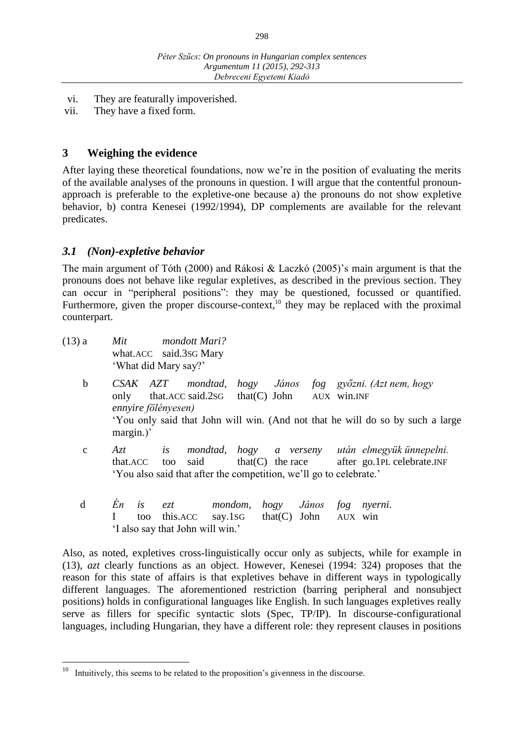vi. They are featurally impoverished.
vii. They have a fixed form.

## 3 Weighing the evidence

After laying these theoretical foundations, now we're in the position of evaluating the merits of the available analyses of the pronouns in question. I will argue that the contentful pronoun-approach is preferable to the expletive-one because a) the pronouns do not show expletive behavior, b) contra Kenesei (1992/1994), DP complements are available for the relevant predicates.

### *3.1 (Non)-expletive behavior*

The main argument of Tóth (2000) and Rákosi & Laczkó (2005)'s main argument is that the pronouns does not behave like regular expletives, as described in the previous section. They can occur in "peripheral positions": they may be questioned, focussed or quantified. Furthermore, given the proper discourse-context,[10] they may be replaced with the proximal counterpart.

(13) a *Mit mondott Mari?*
what.ACC said.3SG Mary
'What did Mary say?'

b *CSAK AZT mondtad, hogy János fog győzni. (Azt nem, hogy ennyire fölényesen)*
only that.ACC said.2SG that(C) John AUX win.INF
'You only said that John will win. (And not that he will do so by such a large margin.)'

c *Azt is mondtad, hogy a verseny után elmegyük ünnepelni.*
that.ACC too said that(C) the race after go.1PL celebrate.INF
'You also said that after the competition, we'll go to celebrate.'

d *Én is ezt mondom, hogy János fog nyerni.*
I too this.ACC say.1SG that(C) John AUX win
'I also say that John will win.'

Also, as noted, expletives cross-linguistically occur only as subjects, while for example in (13), *azt* clearly functions as an object. However, Kenesei (1994: 324) proposes that the reason for this state of affairs is that expletives behave in different ways in typologically different languages. The aforementioned restriction (barring peripheral and nonsubject positions) holds in configurational languages like English. In such languages expletives really serve as fillers for specific syntactic slots (Spec, TP/IP). In discourse-configurational languages, including Hungarian, they have a different role: they represent clauses in positions

[10] Intuitively, this seems to be related to the proposition's givenness in the discourse.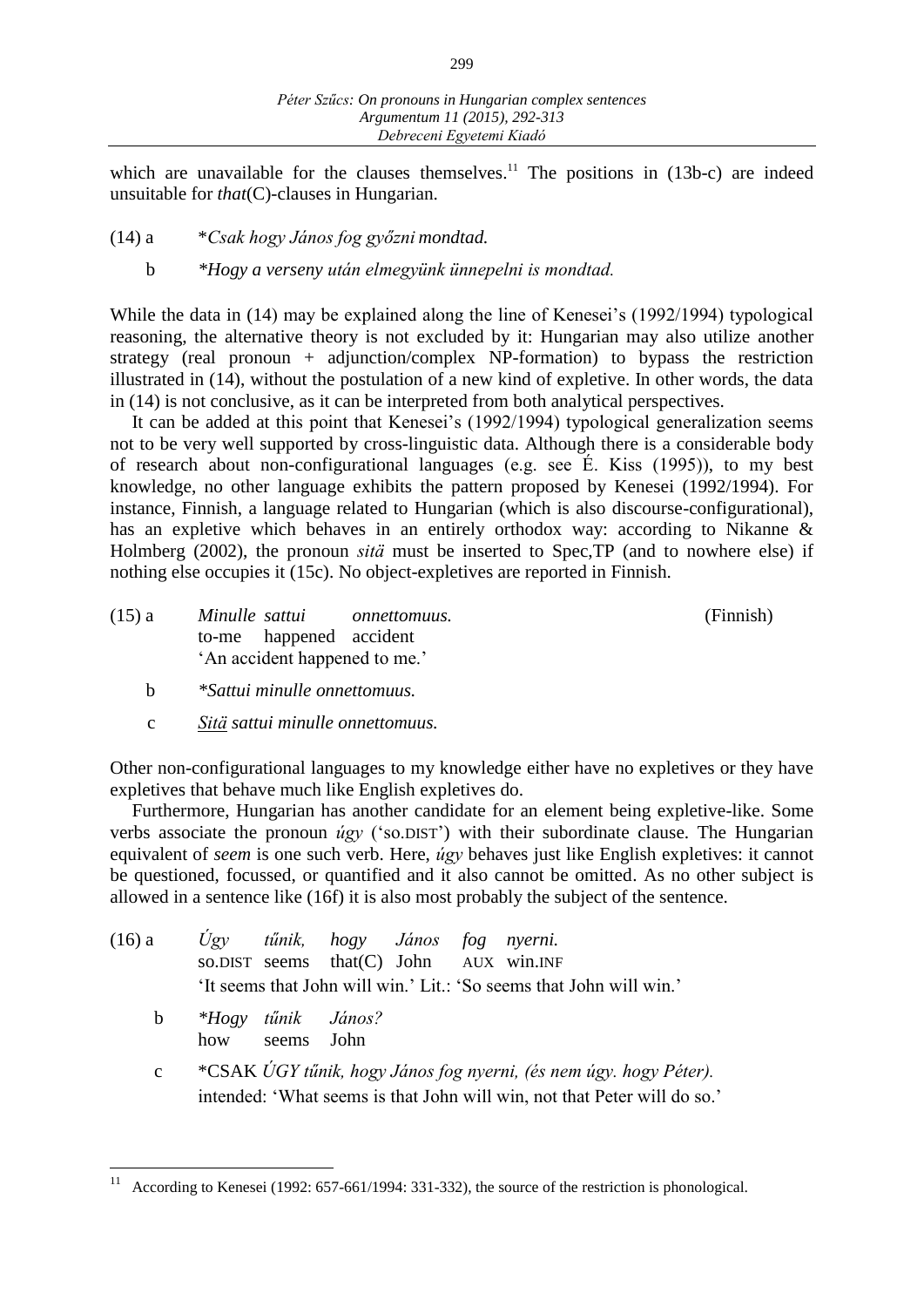which are unavailable for the clauses themselves.[11] The positions in (13b-c) are indeed unsuitable for *that*(C)-clauses in Hungarian.

(14) a &nbsp;&nbsp; \**Csak hogy János fog győzni mondtad.*

&nbsp;&nbsp;&nbsp;&nbsp;&nbsp;&nbsp; b &nbsp;&nbsp; *\*Hogy a verseny után elmegyünk ünnepelni is mondtad.*

While the data in (14) may be explained along the line of Kenesei's (1992/1994) typological reasoning, the alternative theory is not excluded by it: Hungarian may also utilize another strategy (real pronoun + adjunction/complex NP-formation) to bypass the restriction illustrated in (14), without the postulation of a new kind of expletive. In other words, the data in (14) is not conclusive, as it can be interpreted from both analytical perspectives.

It can be added at this point that Kenesei's (1992/1994) typological generalization seems not to be very well supported by cross-linguistic data. Although there is a considerable body of research about non-configurational languages (e.g. see É. Kiss (1995)), to my best knowledge, no other language exhibits the pattern proposed by Kenesei (1992/1994). For instance, Finnish, a language related to Hungarian (which is also discourse-configurational), has an expletive which behaves in an entirely orthodox way: according to Nikanne & Holmberg (2002), the pronoun *sitä* must be inserted to Spec,TP (and to nowhere else) if nothing else occupies it (15c). No object-expletives are reported in Finnish.

(15) a &nbsp;&nbsp; *Minulle sattui onnettomuus.* &nbsp;&nbsp;&nbsp;&nbsp;&nbsp;&nbsp;&nbsp;&nbsp;&nbsp;&nbsp;&nbsp;&nbsp;&nbsp;&nbsp;&nbsp;&nbsp;&nbsp;&nbsp;&nbsp;&nbsp; (Finnish)
&nbsp;&nbsp;&nbsp;&nbsp;&nbsp;&nbsp;&nbsp;&nbsp;&nbsp;&nbsp;&nbsp; to-me happened accident
&nbsp;&nbsp;&nbsp;&nbsp;&nbsp;&nbsp;&nbsp;&nbsp;&nbsp;&nbsp;&nbsp; 'An accident happened to me.'

&nbsp;&nbsp;&nbsp;&nbsp;&nbsp;&nbsp; b &nbsp;&nbsp; *\*Sattui minulle onnettomuus.*

&nbsp;&nbsp;&nbsp;&nbsp;&nbsp;&nbsp; c &nbsp;&nbsp; *<u>Sitä</u> sattui minulle onnettomuus.*

Other non-configurational languages to my knowledge either have no expletives or they have expletives that behave much like English expletives do.

Furthermore, Hungarian has another candidate for an element being expletive-like. Some verbs associate the pronoun *úgy* ('so.DIST') with their subordinate clause. The Hungarian equivalent of *seem* is one such verb. Here, *úgy* behaves just like English expletives: it cannot be questioned, focussed, or quantified and it also cannot be omitted. As no other subject is allowed in a sentence like (16f) it is also most probably the subject of the sentence.

(16) a &nbsp;&nbsp; *Úgy tűnik, hogy János fog nyerni.*
&nbsp;&nbsp;&nbsp;&nbsp;&nbsp;&nbsp;&nbsp;&nbsp;&nbsp;&nbsp;&nbsp; so.DIST seems that(C) John AUX win.INF
&nbsp;&nbsp;&nbsp;&nbsp;&nbsp;&nbsp;&nbsp;&nbsp;&nbsp;&nbsp;&nbsp; 'It seems that John will win.' Lit.: 'So seems that John will win.'

&nbsp;&nbsp;&nbsp;&nbsp;&nbsp;&nbsp; b &nbsp;&nbsp; *\*Hogy tűnik János?*
&nbsp;&nbsp;&nbsp;&nbsp;&nbsp;&nbsp;&nbsp;&nbsp;&nbsp;&nbsp;&nbsp; how seems John

&nbsp;&nbsp;&nbsp;&nbsp;&nbsp;&nbsp; c &nbsp;&nbsp; \*CSAK *ÚGY tűnik, hogy János fog nyerni, (és nem úgy. hogy Péter).*
&nbsp;&nbsp;&nbsp;&nbsp;&nbsp;&nbsp;&nbsp;&nbsp;&nbsp;&nbsp;&nbsp; intended: 'What seems is that John will win, not that Peter will do so.'

---

[11] According to Kenesei (1992: 657-661/1994: 331-332), the source of the restriction is phonological.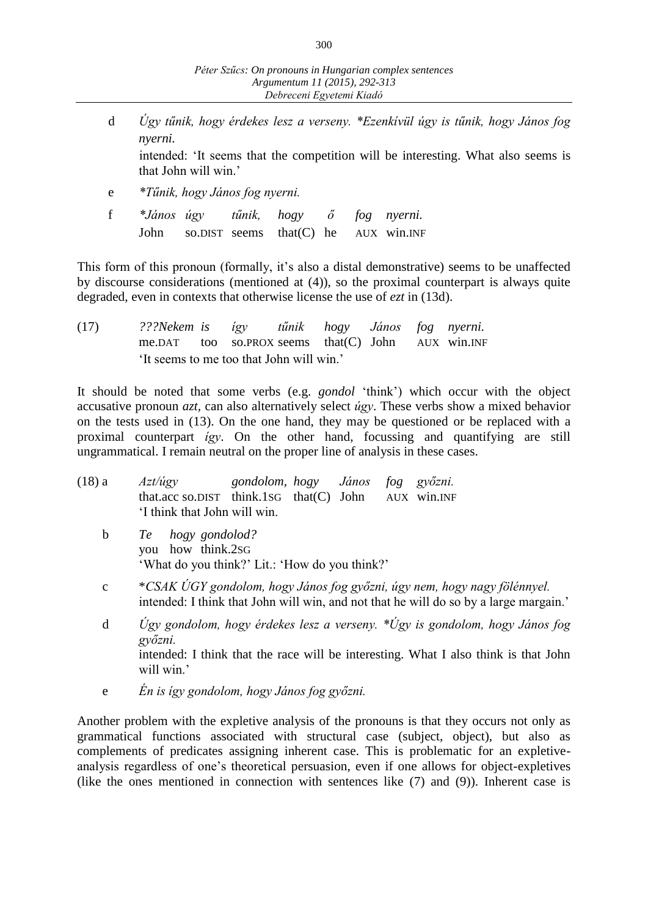d *Úgy tűnik, hogy érdekes lesz a verseny. *Ezenkívül úgy is tűnik, hogy János fog nyerni.*
intended: 'It seems that the competition will be interesting. What also seems is that John will win.'

e **Tűnik, hogy János fog nyerni.*

f *\*János úgy tűnik, hogy ő fog nyerni.*
John so.DIST seems that(C) he AUX win.INF

This form of this pronoun (formally, it's also a distal demonstrative) seems to be unaffected by discourse considerations (mentioned at (4)), so the proximal counterpart is always quite degraded, even in contexts that otherwise license the use of *ezt* in (13d).

(17) *???Nekem is így tűnik hogy János fog nyerni.*
me.DAT too so.PROX seems that(C) John AUX win.INF
'It seems to me too that John will win.'

It should be noted that some verbs (e.g. *gondol* 'think') which occur with the object accusative pronoun *azt*, can also alternatively select *úgy*. These verbs show a mixed behavior on the tests used in (13). On the one hand, they may be questioned or be replaced with a proximal counterpart *így*. On the other hand, focussing and quantifying are still ungrammatical. I remain neutral on the proper line of analysis in these cases.

(18) a *Azt/úgy gondolom, hogy János fog győzni.*
that.acc so.DIST think.1SG that(C) John AUX win.INF
'I think that John will win.

b *Te hogy gondolod?*
you how think.2SG
'What do you think?' Lit.: 'How do you think?'

c **CSAK ÚGY gondolom, hogy János fog győzni, úgy nem, hogy nagy fölénnyel.*
intended: I think that John will win, and not that he will do so by a large margain.'

d *Úgy gondolom, hogy érdekes lesz a verseny. *Úgy is gondolom, hogy János fog győzni.*
intended: I think that the race will be interesting. What I also think is that John will win.'

e *Én is így gondolom, hogy János fog győzni.*

Another problem with the expletive analysis of the pronouns is that they occurs not only as grammatical functions associated with structural case (subject, object), but also as complements of predicates assigning inherent case. This is problematic for an expletive-analysis regardless of one's theoretical persuasion, even if one allows for object-expletives (like the ones mentioned in connection with sentences like (7) and (9)). Inherent case is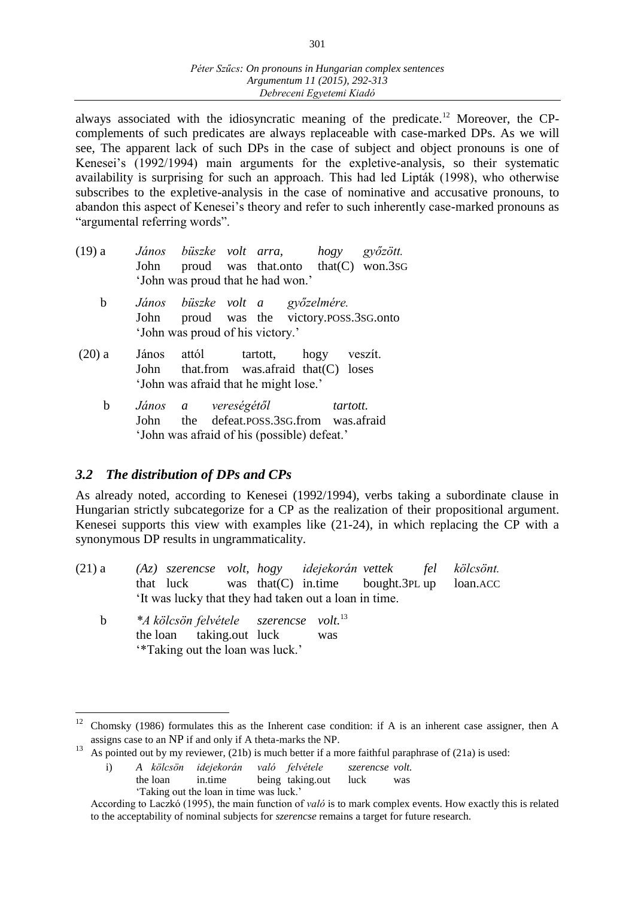always associated with the idiosyncratic meaning of the predicate.[12] Moreover, the CP-complements of such predicates are always replaceable with case-marked DPs. As we will see, The apparent lack of such DPs in the case of subject and object pronouns is one of Kenesei's (1992/1994) main arguments for the expletive-analysis, so their systematic availability is surprising for such an approach. This had led Lipták (1998), who otherwise subscribes to the expletive-analysis in the case of nominative and accusative pronouns, to abandon this aspect of Kenesei's theory and refer to such inherently case-marked pronouns as "argumental referring words".

(19) a *János büszke volt arra, hogy győzött.*
John proud was that.onto that(C) won.3SG
'John was proud that he had won.'

b *János büszke volt a győzelmére.*
John proud was the victory.POSS.3SG.onto
'John was proud of his victory.'

(20) a János attól tartott, hogy veszít.
John that.from was.afraid that(C) loses
'John was afraid that he might lose.'

b *János a vereségétől tartott.*
John the defeat.POSS.3SG.from was.afraid
'John was afraid of his (possible) defeat.'

### *3.2 The distribution of DPs and CPs*

As already noted, according to Kenesei (1992/1994), verbs taking a subordinate clause in Hungarian strictly subcategorize for a CP as the realization of their propositional argument. Kenesei supports this view with examples like (21-24), in which replacing the CP with a synonymous DP results in ungrammaticality.

(21) a *(Az) szerencse volt, hogy idejekorán vettek fel kölcsönt.*
that luck was that(C) in.time bought.3PL up loan.ACC
'It was lucky that they had taken out a loan in time.

b *\*A kölcsön felvétele szerencse volt.*[13]
the loan taking.out luck was
'\*Taking out the loan was luck.'

---

[12] Chomsky (1986) formulates this as the Inherent case condition: if A is an inherent case assigner, then A assigns case to an NP if and only if A theta-marks the NP.

[13] As pointed out by my reviewer, (21b) is much better if a more faithful paraphrase of (21a) is used:

i) *A kölcsön idejekorán való felvétele szerencse volt.*
the loan in.time being taking.out luck was
'Taking out the loan in time was luck.'

According to Laczkó (1995), the main function of *való* is to mark complex events. How exactly this is related to the acceptability of nominal subjects for *szerencse* remains a target for future research.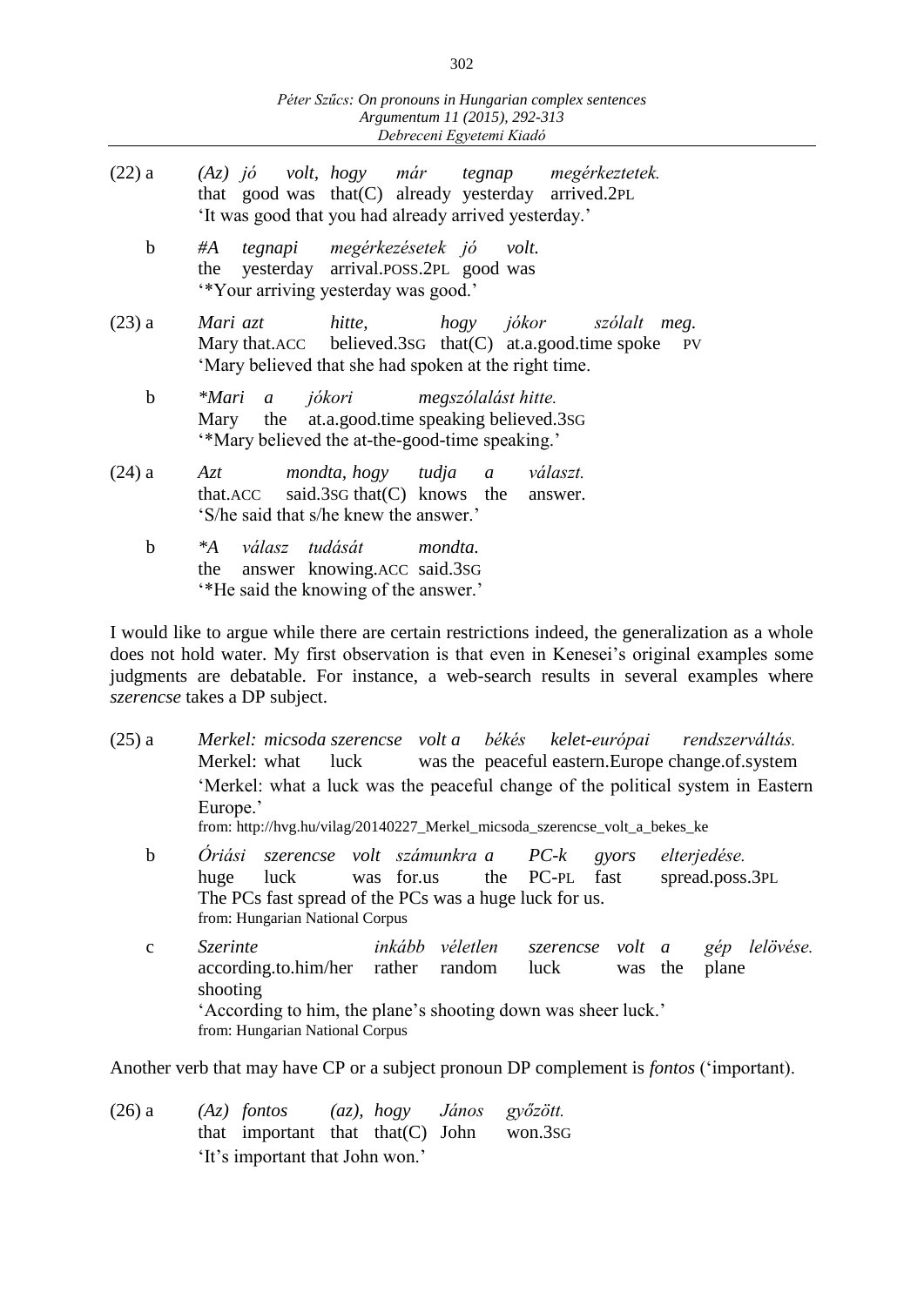(22) a *(Az) jó volt, hogy már tegnap megérkeztetek.*
that good was that(C) already yesterday arrived.2PL
'It was good that you had already arrived yesterday.'

b *#A tegnapi megérkezésetek jó volt.*
the yesterday arrival.POSS.2PL good was
'*Your arriving yesterday was good.'

(23) a *Mari azt hitte, hogy jókor szólalt meg.*
Mary that.ACC believed.3SG that(C) at.a.good.time spoke PV
'Mary believed that she had spoken at the right time.

b *\*Mari a jókori megszólalást hitte.*
Mary the at.a.good.time speaking believed.3SG
'*Mary believed the at-the-good-time speaking.'

(24) a *Azt mondta, hogy tudja a választ.*
that.ACC said.3SG that(C) knows the answer.
'S/he said that s/he knew the answer.'

b *\*A válasz tudását mondta.*
the answer knowing.ACC said.3SG
'*He said the knowing of the answer.'

I would like to argue while there are certain restrictions indeed, the generalization as a whole does not hold water. My first observation is that even in Kenesei's original examples some judgments are debatable. For instance, a web-search results in several examples where *szerencse* takes a DP subject.

(25) a *Merkel: micsoda szerencse volt a békés kelet-európai rendszerváltás.*
Merkel: what luck was the peaceful eastern.Europe change.of.system
'Merkel: what a luck was the peaceful change of the political system in Eastern Europe.'
from: http://hvg.hu/vilag/20140227_Merkel_micsoda_szerencse_volt_a_bekes_ke

b *Óriási szerencse volt számunkra a PC-k gyors elterjedése.*
huge luck was for.us the PC-PL fast spread.poss.3PL
The PCs fast spread of the PCs was a huge luck for us.
from: Hungarian National Corpus

c *Szerinte inkább véletlen szerencse volt a gép lelövése.*
according.to.him/her rather random luck was the plane shooting
'According to him, the plane's shooting down was sheer luck.'
from: Hungarian National Corpus

Another verb that may have CP or a subject pronoun DP complement is *fontos* ('important).

(26) a *(Az) fontos (az), hogy János győzött.*
that important that that(C) John won.3SG
'It's important that John won.'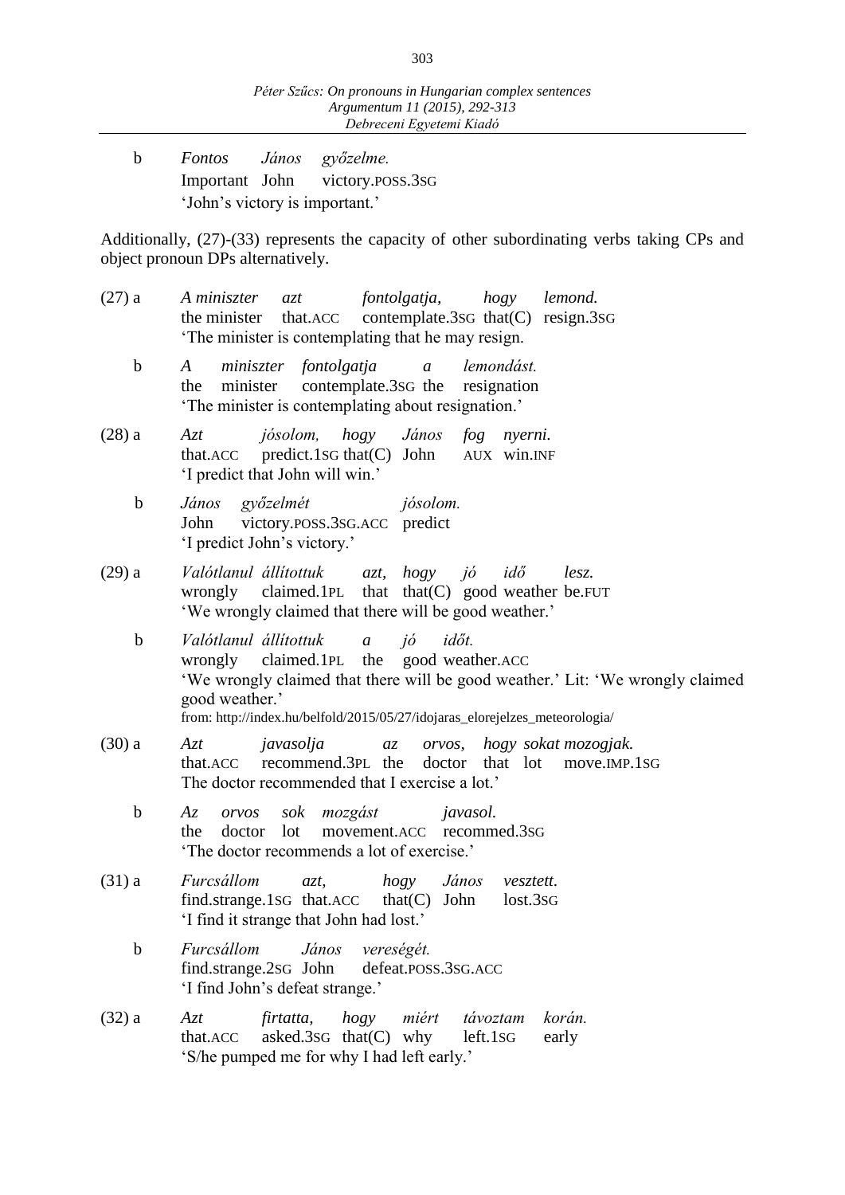b *Fontos János győzelme.*
Important John victory.POSS.3SG
'John's victory is important.'

Additionally, (27)-(33) represents the capacity of other subordinating verbs taking CPs and object pronoun DPs alternatively.

(27) a *A miniszter azt fontolgatja, hogy lemond.*
the minister that.ACC contemplate.3SG that(C) resign.3SG
'The minister is contemplating that he may resign.

b *A miniszter fontolgatja a lemondást.*
the minister contemplate.3SG the resignation
'The minister is contemplating about resignation.'

(28) a *Azt jósolom, hogy János fog nyerni.*
that.ACC predict.1SG that(C) John AUX win.INF
'I predict that John will win.'

b *János győzelmét jósolom.*
John victory.POSS.3SG.ACC predict
'I predict John's victory.'

(29) a *Valótlanul állítottuk azt, hogy jó idő lesz.*
wrongly claimed.1PL that that(C) good weather be.FUT
'We wrongly claimed that there will be good weather.'

b *Valótlanul állítottuk a jó időt.*
wrongly claimed.1PL the good weather.ACC
'We wrongly claimed that there will be good weather.' Lit: 'We wrongly claimed good weather.'
from: http://index.hu/belfold/2015/05/27/idojaras_elorejelzes_meteorologia/

(30) a *Azt javasolja az orvos, hogy sokat mozogjak.*
that.ACC recommend.3PL the doctor that lot move.IMP.1SG
The doctor recommended that I exercise a lot.'

b *Az orvos sok mozgást javasol.*
the doctor lot movement.ACC recommed.3SG
'The doctor recommends a lot of exercise.'

(31) a *Furcsállom azt, hogy János vesztett.*
find.strange.1SG that.ACC that(C) John lost.3SG
'I find it strange that John had lost.'

b *Furcsállom János vereségét.*
find.strange.2SG John defeat.POSS.3SG.ACC
'I find John's defeat strange.'

(32) a *Azt firtatta, hogy miért távoztam korán.*
that.ACC asked.3SG that(C) why left.1SG early
'S/he pumped me for why I had left early.'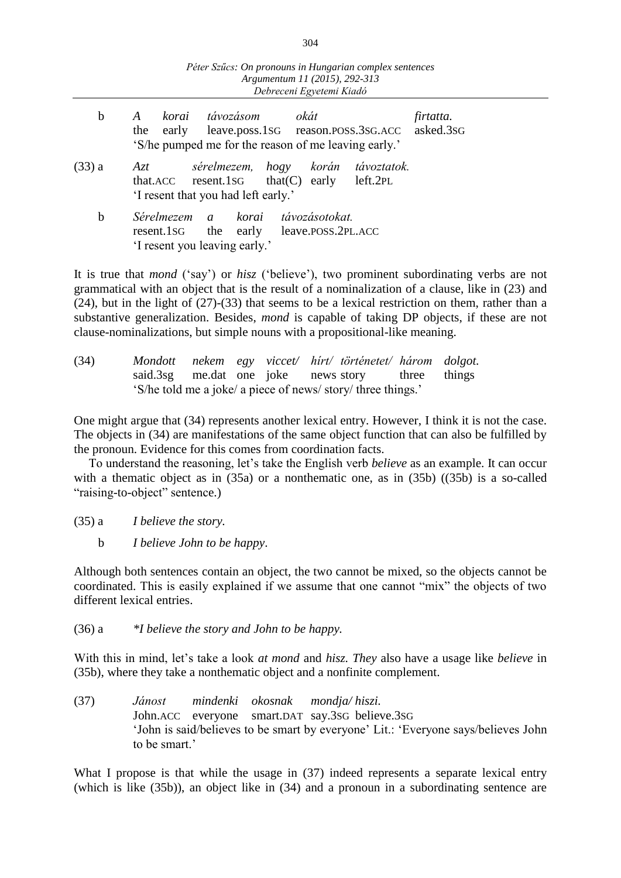b &nbsp;&nbsp; *A korai távozásom okát firtatta.*
&nbsp;&nbsp;&nbsp;&nbsp;&nbsp; the early leave.poss.1SG reason.POSS.3SG.ACC asked.3SG
&nbsp;&nbsp;&nbsp;&nbsp;&nbsp; 'S/he pumped me for the reason of me leaving early.'

(33) a &nbsp;&nbsp; *Azt sérelmezem, hogy korán távoztatok.*
&nbsp;&nbsp;&nbsp;&nbsp;&nbsp; that.ACC resent.1SG that(C) early left.2PL
&nbsp;&nbsp;&nbsp;&nbsp;&nbsp; 'I resent that you had left early.'

b &nbsp;&nbsp; *Sérelmezem a korai távozásotokat.*
&nbsp;&nbsp;&nbsp;&nbsp;&nbsp; resent.1SG the early leave.POSS.2PL.ACC
&nbsp;&nbsp;&nbsp;&nbsp;&nbsp; 'I resent you leaving early.'

It is true that *mond* ('say') or *hisz* ('believe'), two prominent subordinating verbs are not grammatical with an object that is the result of a nominalization of a clause, like in (23) and (24), but in the light of (27)-(33) that seems to be a lexical restriction on them, rather than a substantive generalization. Besides, *mond* is capable of taking DP objects, if these are not clause-nominalizations, but simple nouns with a propositional-like meaning.

(34) &nbsp;&nbsp; *Mondott nekem egy viccet/ hírt/ történetet/ három dolgot.*
&nbsp;&nbsp;&nbsp;&nbsp;&nbsp; said.3sg me.dat one joke news story three things
&nbsp;&nbsp;&nbsp;&nbsp;&nbsp; 'S/he told me a joke/ a piece of news/ story/ three things.'

One might argue that (34) represents another lexical entry. However, I think it is not the case. The objects in (34) are manifestations of the same object function that can also be fulfilled by the pronoun. Evidence for this comes from coordination facts.

To understand the reasoning, let's take the English verb *believe* as an example. It can occur with a thematic object as in (35a) or a nonthematic one, as in (35b) ((35b) is a so-called "raising-to-object" sentence.)

(35) a &nbsp;&nbsp; *I believe the story.*

b &nbsp;&nbsp; *I believe John to be happy*.

Although both sentences contain an object, the two cannot be mixed, so the objects cannot be coordinated. This is easily explained if we assume that one cannot "mix" the objects of two different lexical entries.

(36) a &nbsp;&nbsp; *\*I believe the story and John to be happy.*

With this in mind, let's take a look *at mond* and *hisz. They* also have a usage like *believe* in (35b), where they take a nonthematic object and a nonfinite complement.

(37) &nbsp;&nbsp; *Jánost mindenki okosnak mondja/ hiszi.*
&nbsp;&nbsp;&nbsp;&nbsp;&nbsp; John.ACC everyone smart.DAT say.3SG believe.3SG
&nbsp;&nbsp;&nbsp;&nbsp;&nbsp; 'John is said/believes to be smart by everyone' Lit.: 'Everyone says/believes John to be smart.'

What I propose is that while the usage in (37) indeed represents a separate lexical entry (which is like (35b)), an object like in (34) and a pronoun in a subordinating sentence are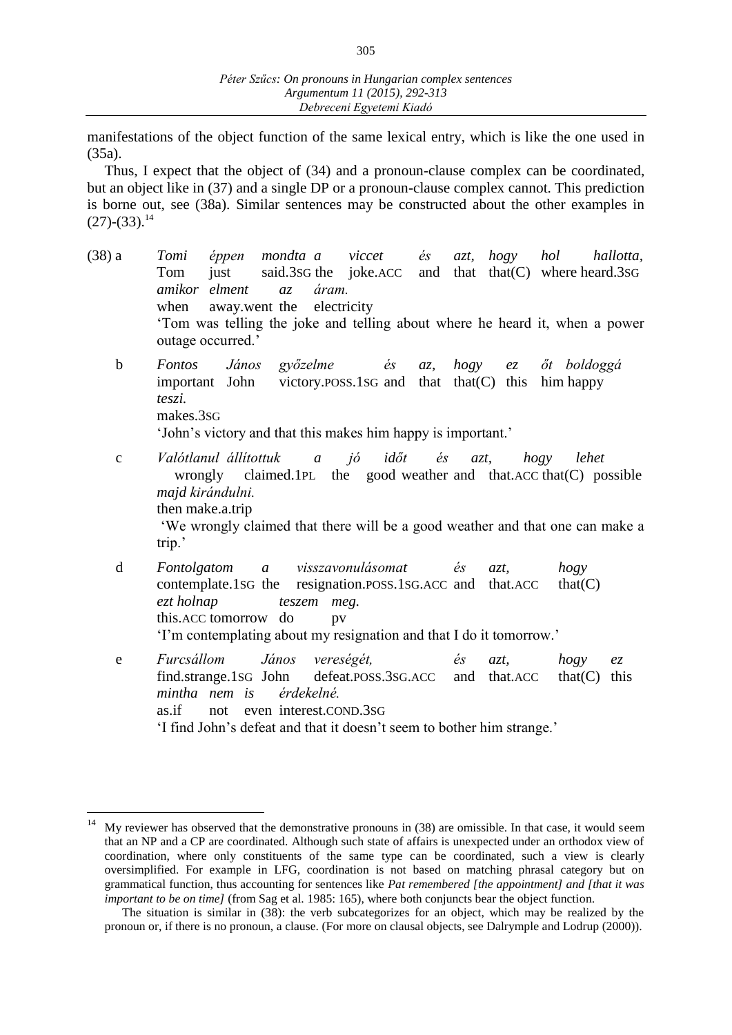manifestations of the object function of the same lexical entry, which is like the one used in (35a).

Thus, I expect that the object of (34) and a pronoun-clause complex can be coordinated, but an object like in (37) and a single DP or a pronoun-clause complex cannot. This prediction is borne out, see (38a). Similar sentences may be constructed about the other examples in (27)-(33).[14]

(38) a *Tomi éppen mondta a viccet és azt, hogy hol hallotta, amikor elment az áram.*
Tom just said.3SG the joke.ACC and that that(C) where heard.3SG when away.went the electricity
'Tom was telling the joke and telling about where he heard it, when a power outage occurred.'

b *Fontos János győzelme és az, hogy ez őt boldoggá teszi.*
important John victory.POSS.1SG and that that(C) this him happy makes.3SG
'John's victory and that this makes him happy is important.'

c *Valótlanul állítottuk a jó időt és azt, hogy lehet majd kirándulni.*
wrongly claimed.1PL the good weather and that.ACC that(C) possible then make.a.trip
'We wrongly claimed that there will be a good weather and that one can make a trip.'

d *Fontolgatom a visszavonulásomat és azt, hogy ezt holnap teszem meg.*
contemplate.1SG the resignation.POSS.1SG.ACC and that.ACC that(C) this.ACC tomorrow do pv
'I'm contemplating about my resignation and that I do it tomorrow.'

e *Furcsállom János vereségét, és azt, hogy ez mintha nem is érdekelné.*
find.strange.1SG John defeat.POSS.3SG.ACC and that.ACC that(C) this as.if not even interest.COND.3SG
'I find John's defeat and that it doesn't seem to bother him strange.'

---

[14] My reviewer has observed that the demonstrative pronouns in (38) are omissible. In that case, it would seem that an NP and a CP are coordinated. Although such state of affairs is unexpected under an orthodox view of coordination, where only constituents of the same type can be coordinated, such a view is clearly oversimplified. For example in LFG, coordination is not based on matching phrasal category but on grammatical function, thus accounting for sentences like *Pat remembered [the appointment] and [that it was important to be on time]* (from Sag et al. 1985: 165), where both conjuncts bear the object function.

The situation is similar in (38): the verb subcategorizes for an object, which may be realized by the pronoun or, if there is no pronoun, a clause. (For more on clausal objects, see Dalrymple and Lodrup (2000)).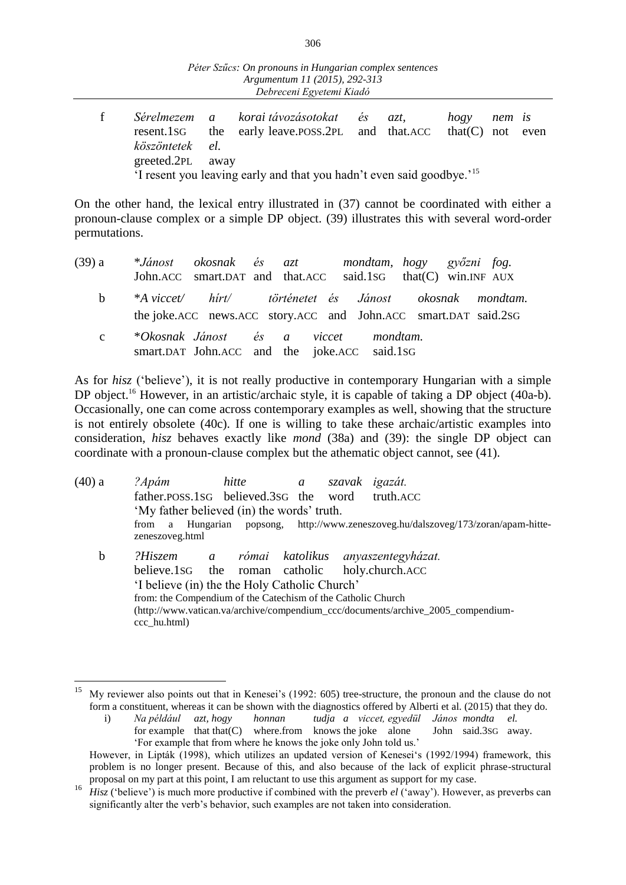f *Sérelmezem a korai távozásotokat és azt, hogy nem is köszöntetek el.*
resent.1SG the early leave.POSS.2PL and that.ACC that(C) not even greeted.2PL away
'I resent you leaving early and that you hadn't even said goodbye.'[15]

On the other hand, the lexical entry illustrated in (37) cannot be coordinated with either a pronoun-clause complex or a simple DP object. (39) illustrates this with several word-order permutations.

(39) a \**Jánost okosnak és azt mondtam, hogy győzni fog.*
John.ACC smart.DAT and that.ACC said.1SG that(C) win.INF AUX

b \**A viccet/ hírt/ történetet és Jánost okosnak mondtam.*
the joke.ACC news.ACC story.ACC and John.ACC smart.DAT said.2SG

c \**Okosnak Jánost és a viccet mondtam.*
smart.DAT John.ACC and the joke.ACC said.1SG

As for *hisz* ('believe'), it is not really productive in contemporary Hungarian with a simple DP object.[16] However, in an artistic/archaic style, it is capable of taking a DP object (40a-b). Occasionally, one can come across contemporary examples as well, showing that the structure is not entirely obsolete (40c). If one is willing to take these archaic/artistic examples into consideration, *hisz* behaves exactly like *mond* (38a) and (39): the single DP object can coordinate with a pronoun-clause complex but the athematic object cannot, see (41).

(40) a *?Apám hitte a szavak igazát.*
father.POSS.1SG believed.3SG the word truth.ACC
'My father believed (in) the words' truth.
from a Hungarian popsong, http://www.zeneszoveg.hu/dalszoveg/173/zoran/apam-hitte-zeneszoveg.html

b *?Hiszem a római katolikus anyaszentegyházat.*
believe.1SG the roman catholic holy.church.ACC
'I believe (in) the the Holy Catholic Church'
from: the Compendium of the Catechism of the Catholic Church (http://www.vatican.va/archive/compendium_ccc/documents/archive_2005_compendium-ccc_hu.html)

---

[15] My reviewer also points out that in Kenesei's (1992: 605) tree-structure, the pronoun and the clause do not form a constituent, whereas it can be shown with the diagnostics offered by Alberti et al. (2015) that they do.

i) *Na például azt, hogy honnan tudja a viccet, egyedül János mondta el.*
for example that that(C) where.from knows the joke alone John said.3SG away.
'For example that from where he knows the joke only John told us.'

However, in Lipták (1998), which utilizes an updated version of Kenesei's (1992/1994) framework, this problem is no longer present. Because of this, and also because of the lack of explicit phrase-structural proposal on my part at this point, I am reluctant to use this argument as support for my case.

[16] *Hisz* ('believe') is much more productive if combined with the preverb *el* ('away'). However, as preverbs can significantly alter the verb's behavior, such examples are not taken into consideration.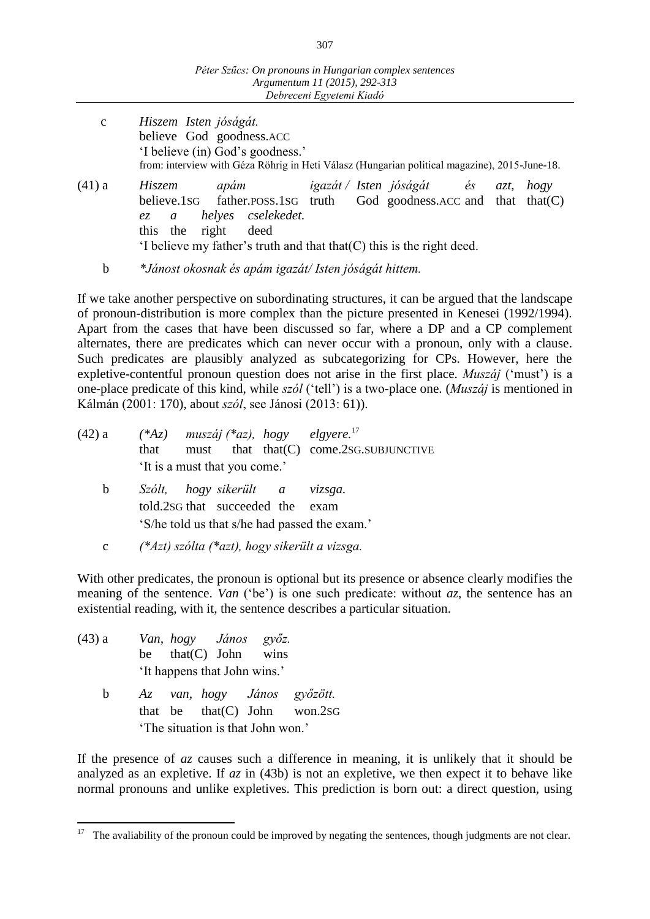c *Hiszem Isten jóságát.*
believe God goodness.ACC
'I believe (in) God's goodness.'
from: interview with Géza Röhrig in Heti Válasz (Hungarian political magazine), 2015-June-18.

(41) a *Hiszem apám igazát / Isten jóságát és azt, hogy ez a helyes cselekedet.*
believe.1SG father.POSS.1SG truth God goodness.ACC and that that(C) this the right deed
'I believe my father's truth and that that(C) this is the right deed.'

b *\*Jánost okosnak és apám igazát/ Isten jóságát hittem.*

If we take another perspective on subordinating structures, it can be argued that the landscape of pronoun-distribution is more complex than the picture presented in Kenesei (1992/1994). Apart from the cases that have been discussed so far, where a DP and a CP complement alternates, there are predicates which can never occur with a pronoun, only with a clause. Such predicates are plausibly analyzed as subcategorizing for CPs. However, here the expletive-contentful pronoun question does not arise in the first place. *Muszáj* ('must') is a one-place predicate of this kind, while *szól* ('tell') is a two-place one. (*Muszáj* is mentioned in Kálmán (2001: 170), about *szól*, see Jánosi (2013: 61)).

(42) a *(\*Az) muszáj (\*az), hogy elgyere.*[17]
that must that that(C) come.2SG.SUBJUNCTIVE
'It is a must that you come.'

b *Szólt, hogy sikerült a vizsga.*
told.2SG that succeeded the exam
'S/he told us that s/he had passed the exam.'

c *(\*Azt) szólta (\*azt), hogy sikerült a vizsga.*

With other predicates, the pronoun is optional but its presence or absence clearly modifies the meaning of the sentence. *Van* ('be') is one such predicate: without *az*, the sentence has an existential reading, with it, the sentence describes a particular situation.

(43) a *Van, hogy János győz.*
be that(C) John wins
'It happens that John wins.'

b *Az van, hogy János győzött.*
that be that(C) John won.2SG
'The situation is that John won.'

If the presence of *az* causes such a difference in meaning, it is unlikely that it should be analyzed as an expletive. If *az* in (43b) is not an expletive, we then expect it to behave like normal pronouns and unlike expletives. This prediction is born out: a direct question, using

[17] The avaliability of the pronoun could be improved by negating the sentences, though judgments are not clear.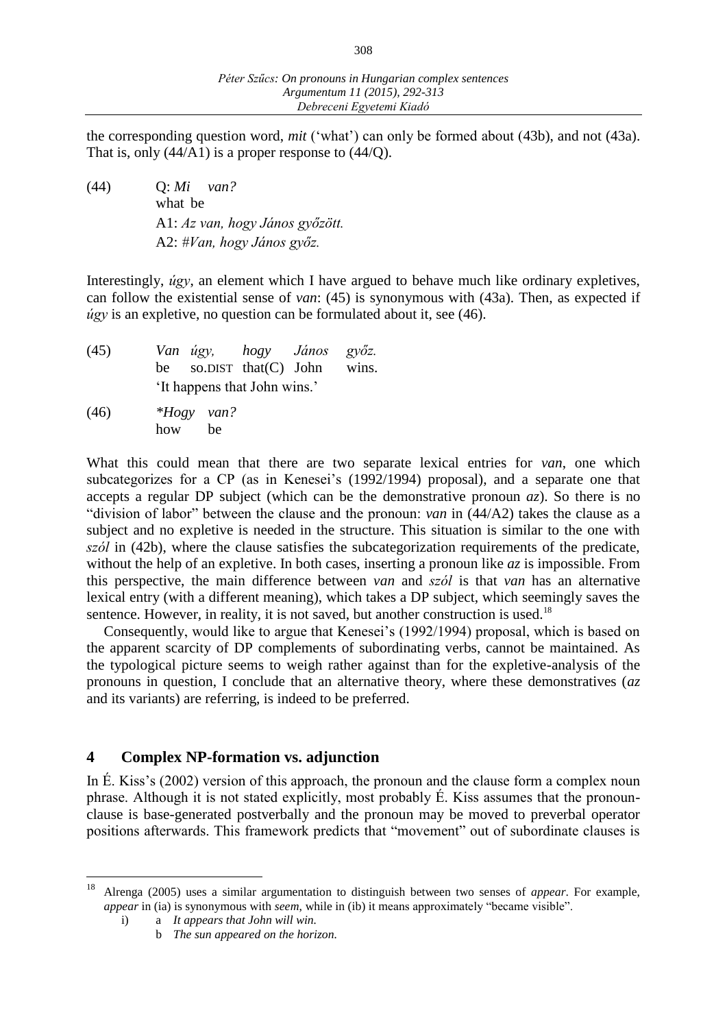the corresponding question word, *mit* ('what') can only be formed about (43b), and not (43a). That is, only (44/A1) is a proper response to (44/Q).

(44) Q: *Mi van?*
what be
A1: *Az van, hogy János győzött.*
A2: *#Van, hogy János győz.*

Interestingly, *úgy*, an element which I have argued to behave much like ordinary expletives, can follow the existential sense of *van*: (45) is synonymous with (43a). Then, as expected if *úgy* is an expletive, no question can be formulated about it, see (46).

(45) *Van úgy, hogy János győz.*
be so.DIST that(C) John wins.
'It happens that John wins.'

(46) *\*Hogy van?*
how be

What this could mean that there are two separate lexical entries for *van*, one which subcategorizes for a CP (as in Kenesei's (1992/1994) proposal), and a separate one that accepts a regular DP subject (which can be the demonstrative pronoun *az*). So there is no "division of labor" between the clause and the pronoun: *van* in (44/A2) takes the clause as a subject and no expletive is needed in the structure. This situation is similar to the one with *szól* in (42b), where the clause satisfies the subcategorization requirements of the predicate, without the help of an expletive. In both cases, inserting a pronoun like *az* is impossible. From this perspective, the main difference between *van* and *szól* is that *van* has an alternative lexical entry (with a different meaning), which takes a DP subject, which seemingly saves the sentence. However, in reality, it is not saved, but another construction is used.[18]

Consequently, would like to argue that Kenesei's (1992/1994) proposal, which is based on the apparent scarcity of DP complements of subordinating verbs, cannot be maintained. As the typological picture seems to weigh rather against than for the expletive-analysis of the pronouns in question, I conclude that an alternative theory, where these demonstratives (*az* and its variants) are referring, is indeed to be preferred.

## 4 Complex NP-formation vs. adjunction

In É. Kiss's (2002) version of this approach, the pronoun and the clause form a complex noun phrase. Although it is not stated explicitly, most probably É. Kiss assumes that the pronoun-clause is base-generated postverbally and the pronoun may be moved to preverbal operator positions afterwards. This framework predicts that "movement" out of subordinate clauses is

---

[18] Alrenga (2005) uses a similar argumentation to distinguish between two senses of *appear*. For example, *appear* in (ia) is synonymous with *seem*, while in (ib) it means approximately "became visible".

i) a *It appears that John will win.*
b *The sun appeared on the horizon.*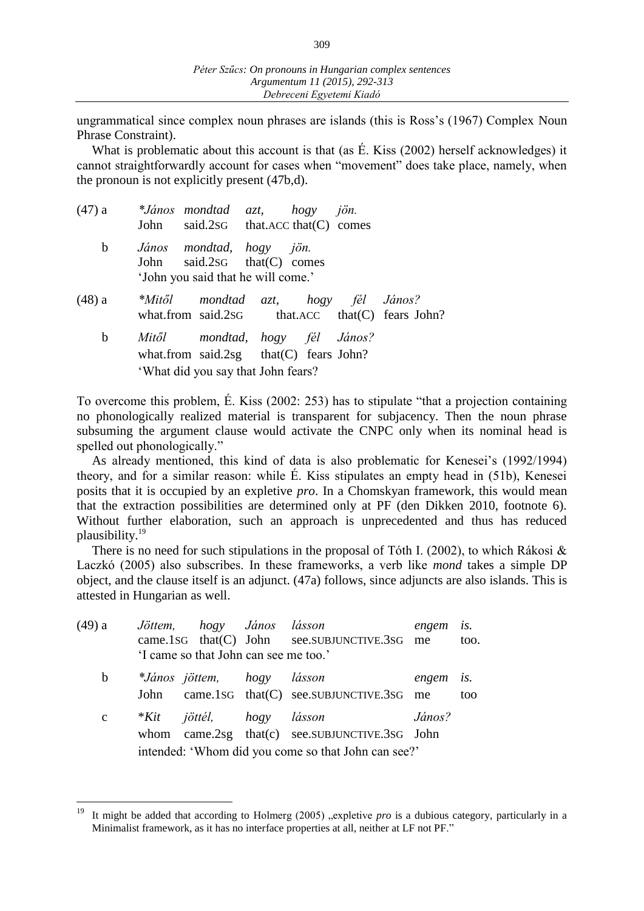ungrammatical since complex noun phrases are islands (this is Ross's (1967) Complex Noun Phrase Constraint).

What is problematic about this account is that (as É. Kiss (2002) herself acknowledges) it cannot straightforwardly account for cases when "movement" does take place, namely, when the pronoun is not explicitly present (47b,d).

(47) a *János mondtad azt, hogy jön.
John said.2SG that.ACC that(C) comes

b *János mondtad, hogy jön.*
John said.2SG that(C) comes
'John you said that he will come.'

(48) a *Mitől mondtad azt, hogy fél János?
what.from said.2SG that.ACC that(C) fears John?

b *Mitől mondtad, hogy fél János?*
what.from said.2sg that(C) fears John?
'What did you say that John fears?

To overcome this problem, É. Kiss (2002: 253) has to stipulate "that a projection containing no phonologically realized material is transparent for subjacency. Then the noun phrase subsuming the argument clause would activate the CNPC only when its nominal head is spelled out phonologically."

As already mentioned, this kind of data is also problematic for Kenesei's (1992/1994) theory, and for a similar reason: while É. Kiss stipulates an empty head in (51b), Kenesei posits that it is occupied by an expletive *pro*. In a Chomskyan framework, this would mean that the extraction possibilities are determined only at PF (den Dikken 2010, footnote 6). Without further elaboration, such an approach is unprecedented and thus has reduced plausibility.[19]

There is no need for such stipulations in the proposal of Tóth I. (2002), to which Rákosi & Laczkó (2005) also subscribes. In these frameworks, a verb like *mond* takes a simple DP object, and the clause itself is an adjunct. (47a) follows, since adjuncts are also islands. This is attested in Hungarian as well.

(49) a *Jöttem, hogy János lásson engem is.*
came.1SG that(C) John see.SUBJUNCTIVE.3SG me too.
'I came so that John can see me too.'

b *János jöttem, hogy lásson engem is.
John came.1SG that(C) see.SUBJUNCTIVE.3SG me too

c *Kit jöttél, hogy lásson János?
whom came.2sg that(c) see.SUBJUNCTIVE.3SG John
intended: 'Whom did you come so that John can see?'

---

[19] It might be added that according to Holmerg (2005) „expletive *pro* is a dubious category, particularly in a Minimalist framework, as it has no interface properties at all, neither at LF not PF."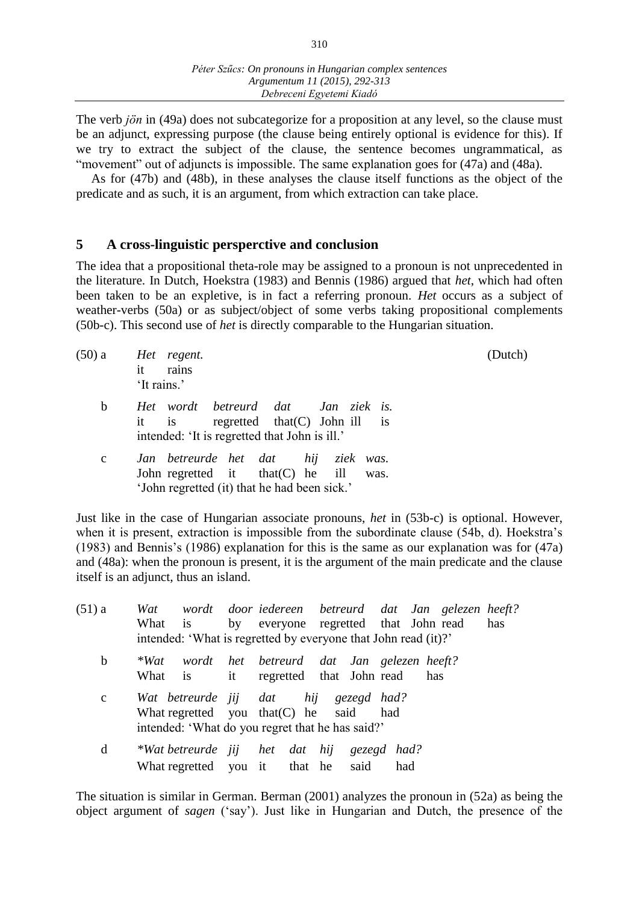The verb *jön* in (49a) does not subcategorize for a proposition at any level, so the clause must be an adjunct, expressing purpose (the clause being entirely optional is evidence for this). If we try to extract the subject of the clause, the sentence becomes ungrammatical, as "movement" out of adjuncts is impossible. The same explanation goes for (47a) and (48a).

As for (47b) and (48b), in these analyses the clause itself functions as the object of the predicate and as such, it is an argument, from which extraction can take place.

## 5 A cross-linguistic persperctive and conclusion

The idea that a propositional theta-role may be assigned to a pronoun is not unprecedented in the literature. In Dutch, Hoekstra (1983) and Bennis (1986) argued that *het*, which had often been taken to be an expletive, is in fact a referring pronoun. *Het* occurs as a subject of weather-verbs (50a) or as subject/object of some verbs taking propositional complements (50b-c). This second use of *het* is directly comparable to the Hungarian situation.

(50) a *Het regent.* (Dutch)
it rains
'It rains.'

b *Het wordt betreurd dat Jan ziek is.*
it is regretted that(C) John ill is
intended: 'It is regretted that John is ill.'

c *Jan betreurde het dat hij ziek was.*
John regretted it that(C) he ill was.
'John regretted (it) that he had been sick.'

Just like in the case of Hungarian associate pronouns, *het* in (53b-c) is optional. However, when it is present, extraction is impossible from the subordinate clause (54b, d). Hoekstra's (1983) and Bennis's (1986) explanation for this is the same as our explanation was for (47a) and (48a): when the pronoun is present, it is the argument of the main predicate and the clause itself is an adjunct, thus an island.

(51) a *Wat wordt door iedereen betreurd dat Jan gelezen heeft?*
What is by everyone regretted that John read has
intended: 'What is regretted by everyone that John read (it)?'

b *\*Wat wordt het betreurd dat Jan gelezen heeft?*
What is it regretted that John read has

c *Wat betreurde jij dat hij gezegd had?*
What regretted you that(C) he said had
intended: 'What do you regret that he has said?'

d *\*Wat betreurde jij het dat hij gezegd had?*
What regretted you it that he said had

The situation is similar in German. Berman (2001) analyzes the pronoun in (52a) as being the object argument of *sagen* ('say'). Just like in Hungarian and Dutch, the presence of the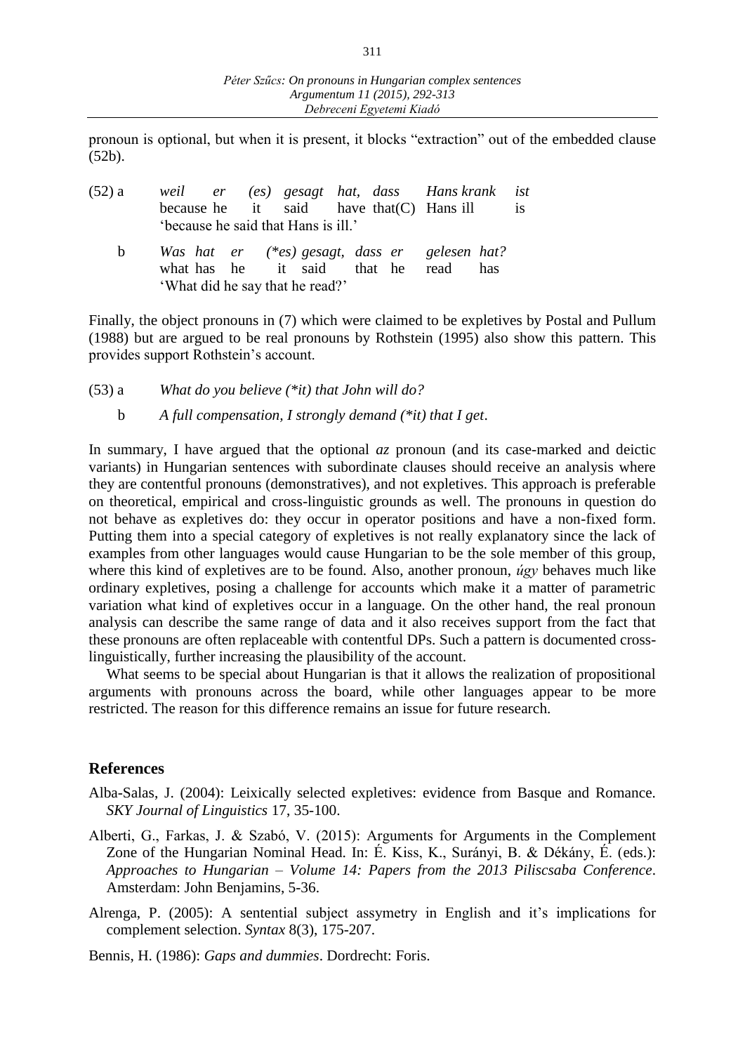pronoun is optional, but when it is present, it blocks "extraction" out of the embedded clause (52b).

(52) a *weil er (es) gesagt hat, dass Hans krank ist*
because he it said have that(C) Hans ill is
'because he said that Hans is ill.'

b *Was hat er (*es) gesagt, dass er gelesen hat?*
what has he it said that he read has
'What did he say that he read?'

Finally, the object pronouns in (7) which were claimed to be expletives by Postal and Pullum (1988) but are argued to be real pronouns by Rothstein (1995) also show this pattern. This provides support Rothstein's account.

(53) a *What do you believe (*it) that John will do?*

b *A full compensation, I strongly demand (*it) that I get*.

In summary, I have argued that the optional *az* pronoun (and its case-marked and deictic variants) in Hungarian sentences with subordinate clauses should receive an analysis where they are contentful pronouns (demonstratives), and not expletives. This approach is preferable on theoretical, empirical and cross-linguistic grounds as well. The pronouns in question do not behave as expletives do: they occur in operator positions and have a non-fixed form. Putting them into a special category of expletives is not really explanatory since the lack of examples from other languages would cause Hungarian to be the sole member of this group, where this kind of expletives are to be found. Also, another pronoun, *úgy* behaves much like ordinary expletives, posing a challenge for accounts which make it a matter of parametric variation what kind of expletives occur in a language. On the other hand, the real pronoun analysis can describe the same range of data and it also receives support from the fact that these pronouns are often replaceable with contentful DPs. Such a pattern is documented cross-linguistically, further increasing the plausibility of the account.

What seems to be special about Hungarian is that it allows the realization of propositional arguments with pronouns across the board, while other languages appear to be more restricted. The reason for this difference remains an issue for future research.

## References

Alba-Salas, J. (2004): Leixically selected expletives: evidence from Basque and Romance. *SKY Journal of Linguistics* 17, 35-100.

Alberti, G., Farkas, J. & Szabó, V. (2015): Arguments for Arguments in the Complement Zone of the Hungarian Nominal Head. In: É. Kiss, K., Surányi, B. & Dékány, É. (eds.): *Approaches to Hungarian – Volume 14: Papers from the 2013 Piliscsaba Conference*. Amsterdam: John Benjamins, 5-36.

Alrenga, P. (2005): A sentential subject assymetry in English and it's implications for complement selection. *Syntax* 8(3), 175-207.

Bennis, H. (1986): *Gaps and dummies*. Dordrecht: Foris.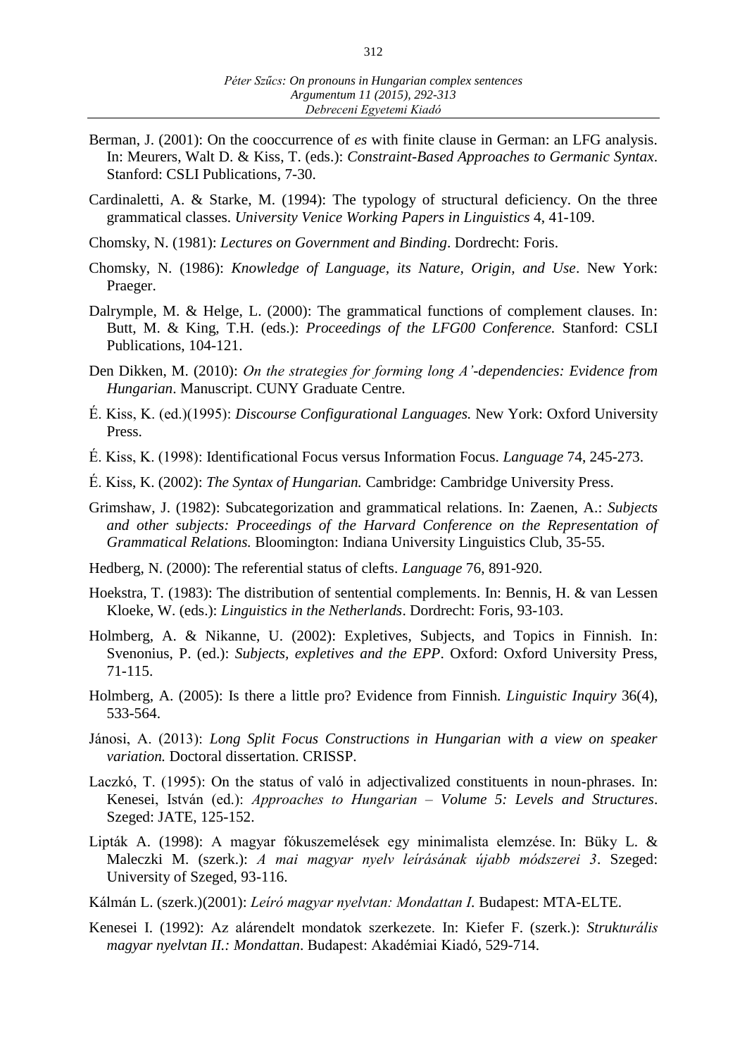Berman, J. (2001): On the cooccurrence of *es* with finite clause in German: an LFG analysis. In: Meurers, Walt D. & Kiss, T. (eds.): *Constraint-Based Approaches to Germanic Syntax*. Stanford: CSLI Publications, 7-30.

Cardinaletti, A. & Starke, M. (1994): The typology of structural deficiency. On the three grammatical classes. *University Venice Working Papers in Linguistics* 4, 41-109.

Chomsky, N. (1981): *Lectures on Government and Binding*. Dordrecht: Foris.

Chomsky, N. (1986): *Knowledge of Language, its Nature, Origin, and Use*. New York: Praeger.

Dalrymple, M. & Helge, L. (2000): The grammatical functions of complement clauses. In: Butt, M. & King, T.H. (eds.): *Proceedings of the LFG00 Conference.* Stanford: CSLI Publications, 104-121.

Den Dikken, M. (2010): *On the strategies for forming long A'-dependencies: Evidence from Hungarian*. Manuscript. CUNY Graduate Centre.

É. Kiss, K. (ed.)(1995): *Discourse Configurational Languages.* New York: Oxford University Press.

É. Kiss, K. (1998): Identificational Focus versus Information Focus. *Language* 74, 245-273.

É. Kiss, K. (2002): *The Syntax of Hungarian.* Cambridge: Cambridge University Press.

Grimshaw, J. (1982): Subcategorization and grammatical relations. In: Zaenen, A.: *Subjects and other subjects: Proceedings of the Harvard Conference on the Representation of Grammatical Relations.* Bloomington: Indiana University Linguistics Club, 35-55.

Hedberg, N. (2000): The referential status of clefts. *Language* 76, 891-920.

Hoekstra, T. (1983): The distribution of sentential complements. In: Bennis, H. & van Lessen Kloeke, W. (eds.): *Linguistics in the Netherlands*. Dordrecht: Foris, 93-103.

Holmberg, A. & Nikanne, U. (2002): Expletives, Subjects, and Topics in Finnish. In: Svenonius, P. (ed.): *Subjects, expletives and the EPP*. Oxford: Oxford University Press, 71-115.

Holmberg, A. (2005): Is there a little pro? Evidence from Finnish. *Linguistic Inquiry* 36(4), 533-564.

Jánosi, A. (2013): *Long Split Focus Constructions in Hungarian with a view on speaker variation.* Doctoral dissertation. CRISSP.

Laczkó, T. (1995): On the status of való in adjectivalized constituents in noun-phrases. In: Kenesei, István (ed.): *Approaches to Hungarian – Volume 5: Levels and Structures*. Szeged: JATE, 125-152.

Lipták A. (1998): A magyar fókuszemelések egy minimalista elemzése. In: Büky L. & Maleczki M. (szerk.): *A mai magyar nyelv leírásának újabb módszerei 3*. Szeged: University of Szeged, 93-116.

Kálmán L. (szerk.)(2001): *Leíró magyar nyelvtan: Mondattan I.* Budapest: MTA-ELTE.

Kenesei I. (1992): Az alárendelt mondatok szerkezete. In: Kiefer F. (szerk.): *Strukturális magyar nyelvtan II.: Mondattan*. Budapest: Akadémiai Kiadó, 529-714.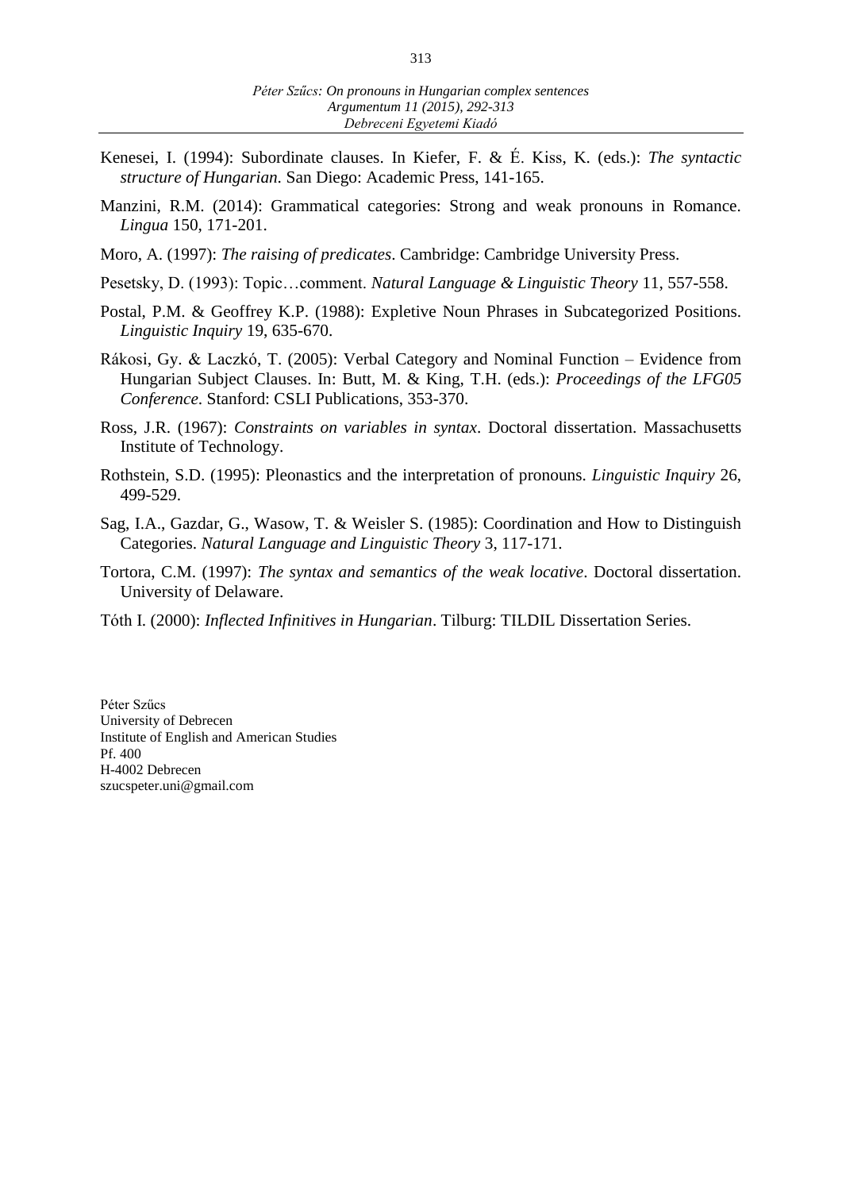Kenesei, I. (1994): Subordinate clauses. In Kiefer, F. & É. Kiss, K. (eds.): *The syntactic structure of Hungarian.* San Diego: Academic Press, 141-165.

Manzini, R.M. (2014): Grammatical categories: Strong and weak pronouns in Romance. *Lingua* 150, 171-201.

Moro, A. (1997): *The raising of predicates*. Cambridge: Cambridge University Press.

Pesetsky, D. (1993): Topic…comment. *Natural Language & Linguistic Theory* 11, 557-558.

Postal, P.M. & Geoffrey K.P. (1988): Expletive Noun Phrases in Subcategorized Positions. *Linguistic Inquiry* 19, 635-670.

Rákosi, Gy. & Laczkó, T. (2005): Verbal Category and Nominal Function – Evidence from Hungarian Subject Clauses. In: Butt, M. & King, T.H. (eds.): *Proceedings of the LFG05 Conference*. Stanford: CSLI Publications, 353-370.

Ross, J.R. (1967): *Constraints on variables in syntax*. Doctoral dissertation. Massachusetts Institute of Technology.

Rothstein, S.D. (1995): Pleonastics and the interpretation of pronouns. *Linguistic Inquiry* 26, 499-529.

Sag, I.A., Gazdar, G., Wasow, T. & Weisler S. (1985): Coordination and How to Distinguish Categories. *Natural Language and Linguistic Theory* 3, 117-171.

Tortora, C.M. (1997): *The syntax and semantics of the weak locative*. Doctoral dissertation. University of Delaware.

Tóth I. (2000): *Inflected Infinitives in Hungarian*. Tilburg: TILDIL Dissertation Series.

Péter Szűcs
University of Debrecen
Institute of English and American Studies
Pf. 400
H-4002 Debrecen
szucspeter.uni@gmail.com